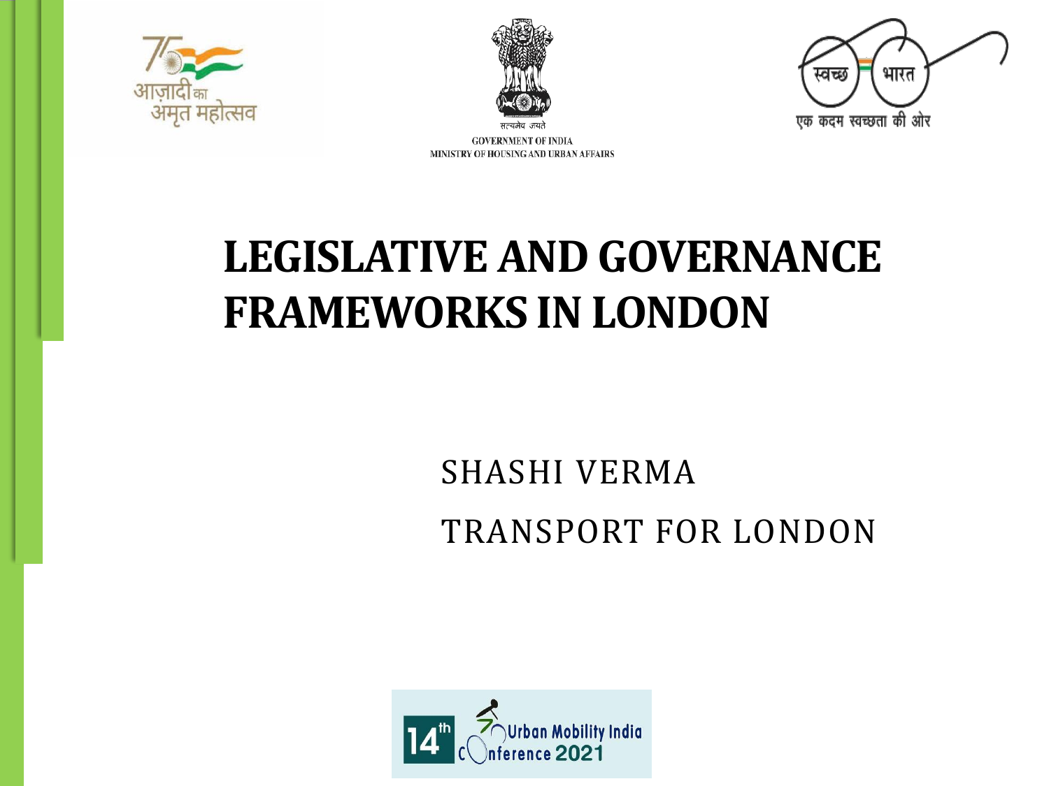आज़ादी का अमृत महोत्सव

सत्यमेव जयते

GOVERNMENT OF INDIA

MINISTRY OF HOUSING AND URBAN AFFAIRS

स्वच्छ भारत

एक कदम स्वच्छता की ओर

# LEGISLATIVE AND GOVERNANCE FRAMEWORKS IN LONDON

SHASHI VERMA

TRANSPORT FOR LONDON

14th Urban Mobility India Conference 2021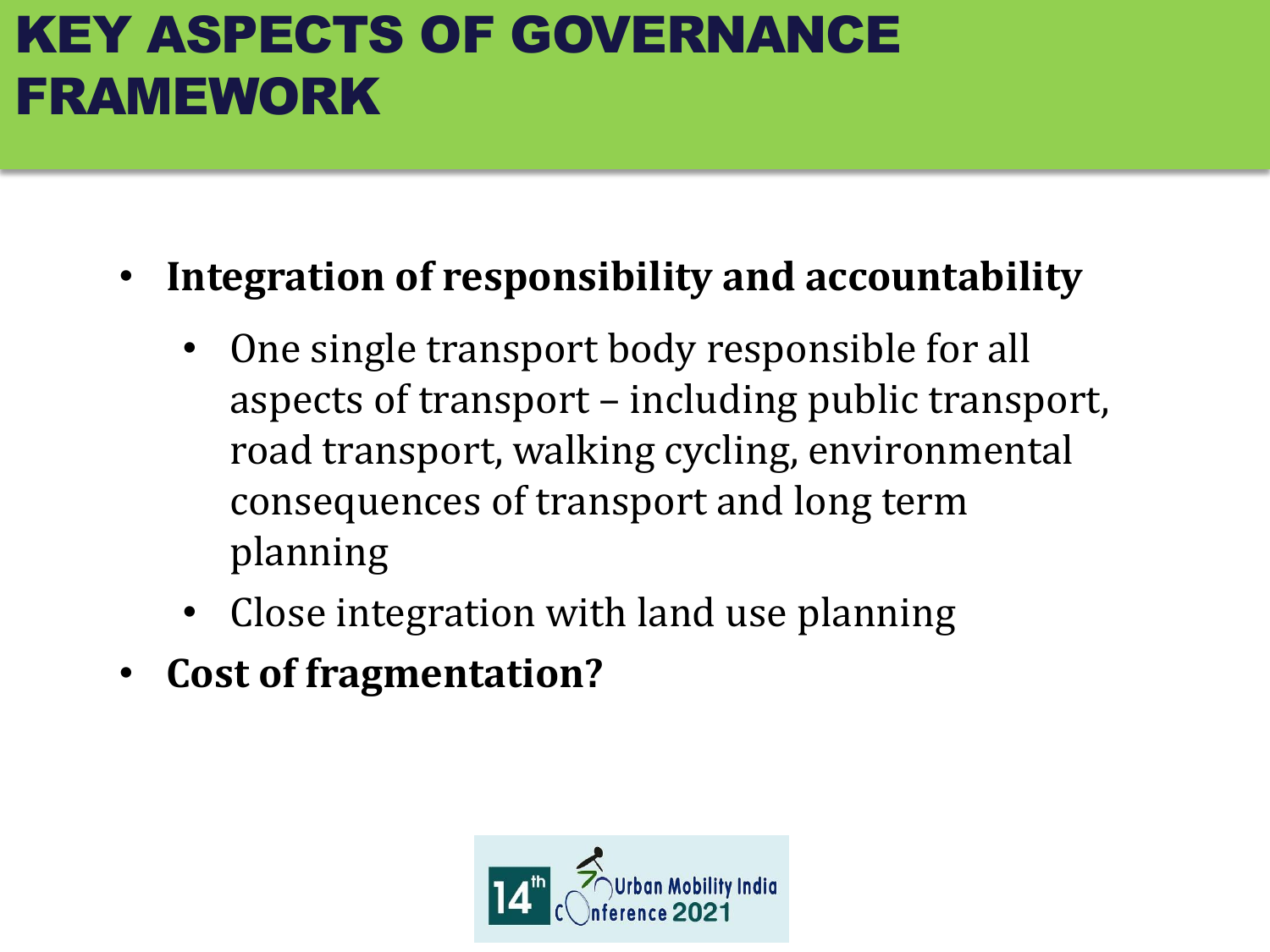# KEY ASPECTS OF GOVERNANCE FRAMEWORK

- **Integration of responsibility and accountability**
  - One single transport body responsible for all aspects of transport – including public transport, road transport, walking cycling, environmental consequences of transport and long term planning
  - Close integration with land use planning
- **Cost of fragmentation?**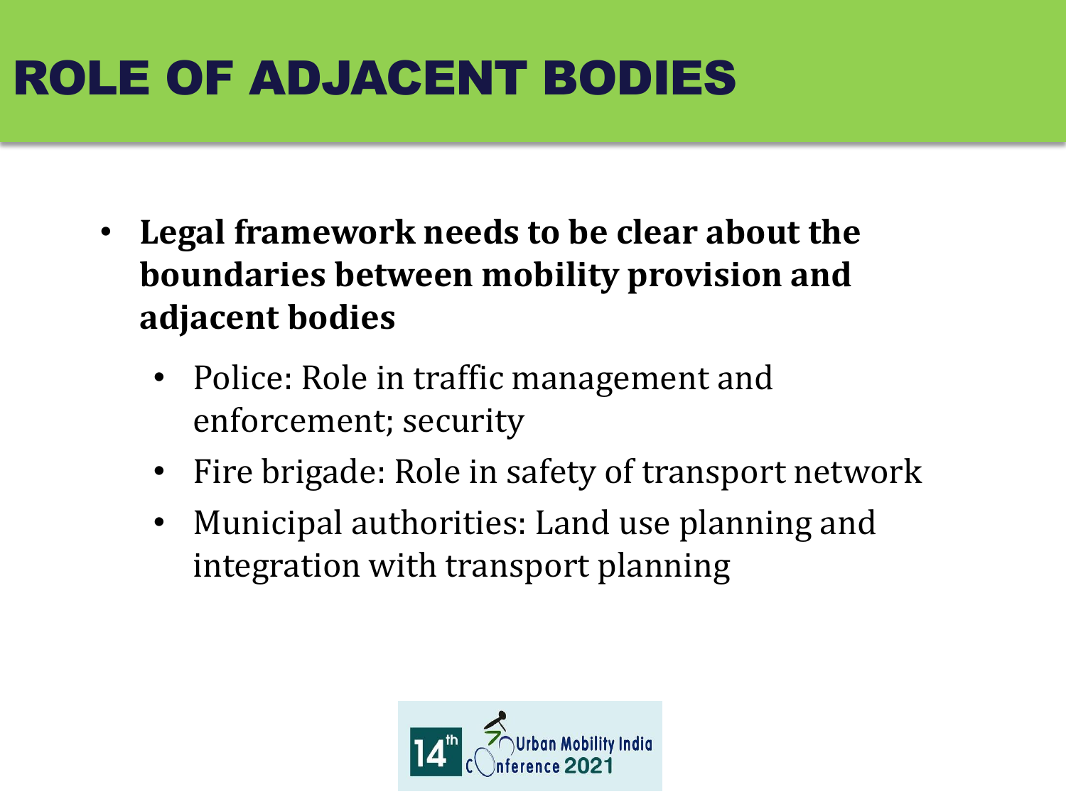# ROLE OF ADJACENT BODIES

- **Legal framework needs to be clear about the boundaries between mobility provision and adjacent bodies**
  - Police: Role in traffic management and enforcement; security
  - Fire brigade: Role in safety of transport network
  - Municipal authorities: Land use planning and integration with transport planning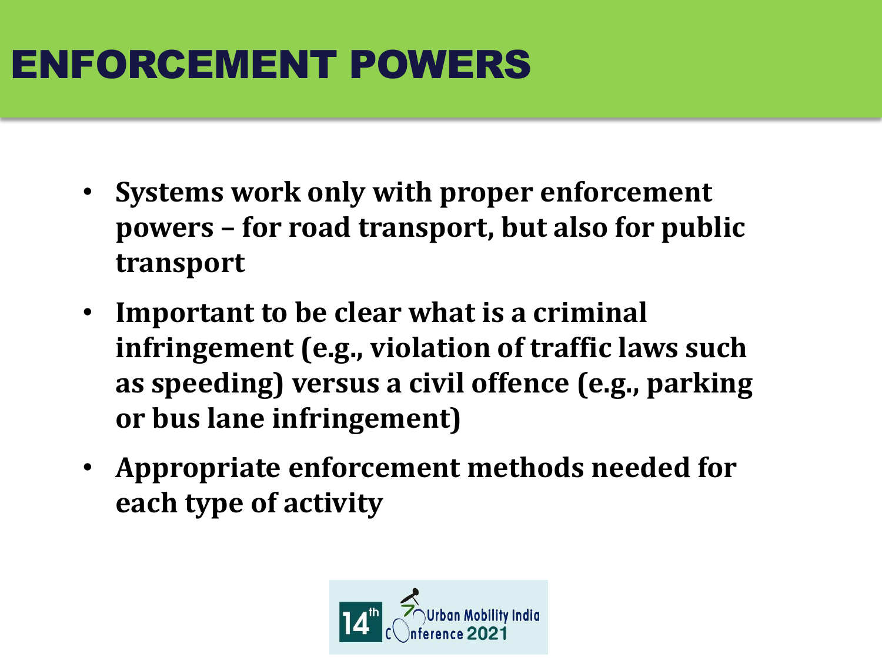# ENFORCEMENT POWERS

- **Systems work only with proper enforcement powers – for road transport, but also for public transport**
- **Important to be clear what is a criminal infringement (e.g., violation of traffic laws such as speeding) versus a civil offence (e.g., parking or bus lane infringement)**
- **Appropriate enforcement methods needed for each type of activity**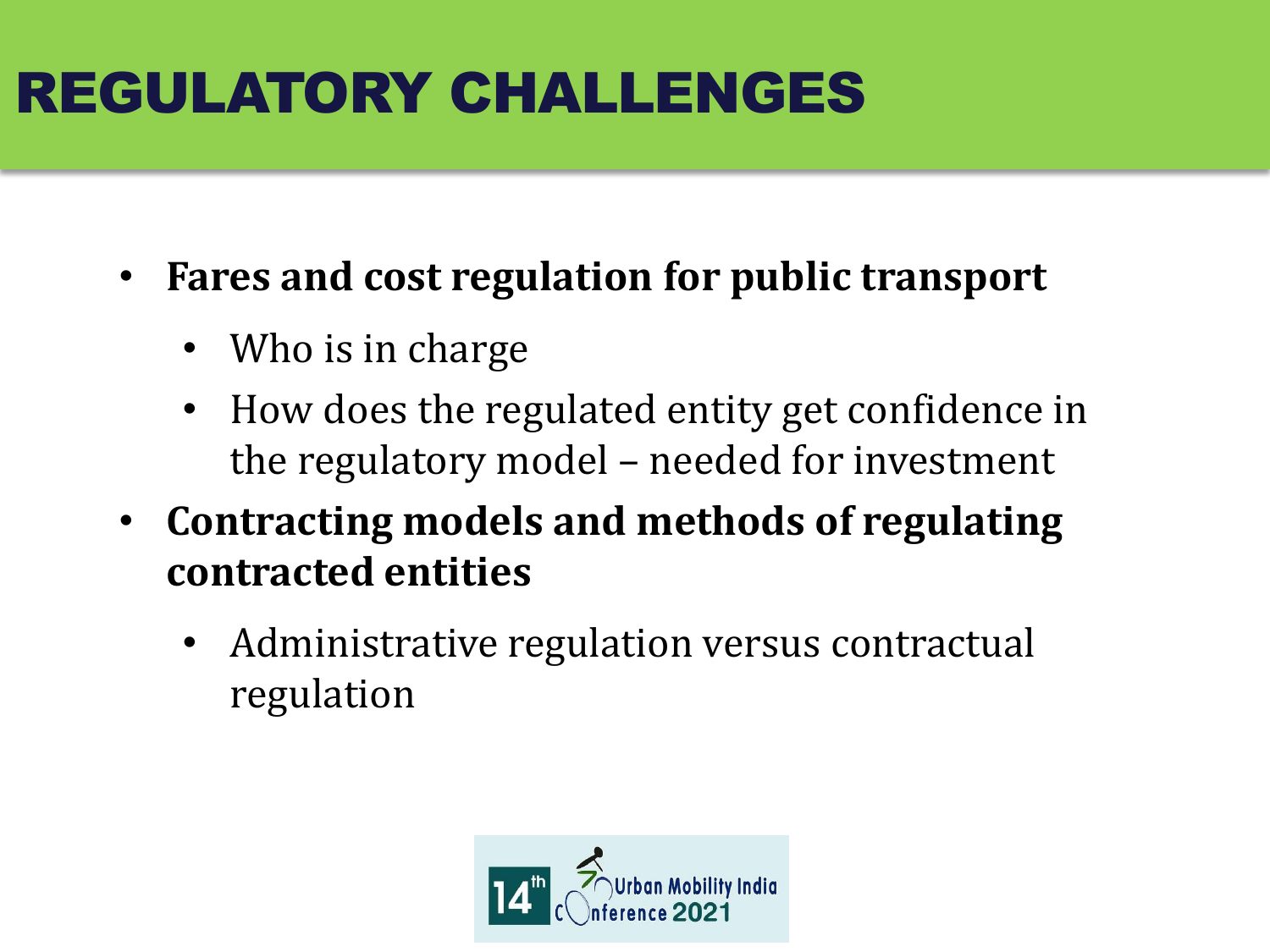# REGULATORY CHALLENGES

- **Fares and cost regulation for public transport**
  - Who is in charge
  - How does the regulated entity get confidence in the regulatory model – needed for investment
- **Contracting models and methods of regulating contracted entities**
  - Administrative regulation versus contractual regulation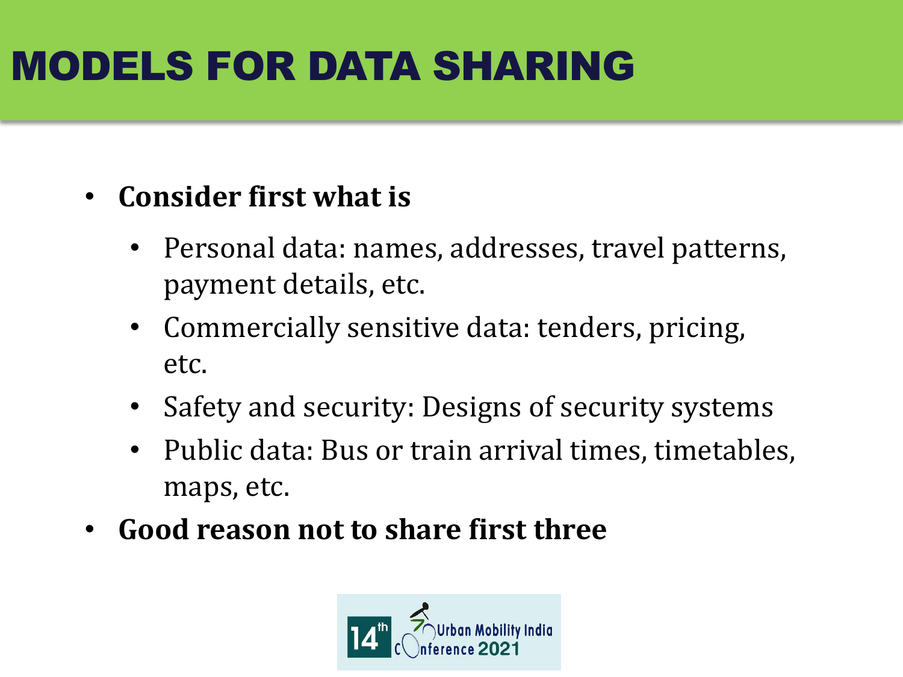# MODELS FOR DATA SHARING

- **Consider first what is**
  - Personal data: names, addresses, travel patterns, payment details, etc.
  - Commercially sensitive data: tenders, pricing, etc.
  - Safety and security: Designs of security systems
  - Public data: Bus or train arrival times, timetables, maps, etc.
- **Good reason not to share first three**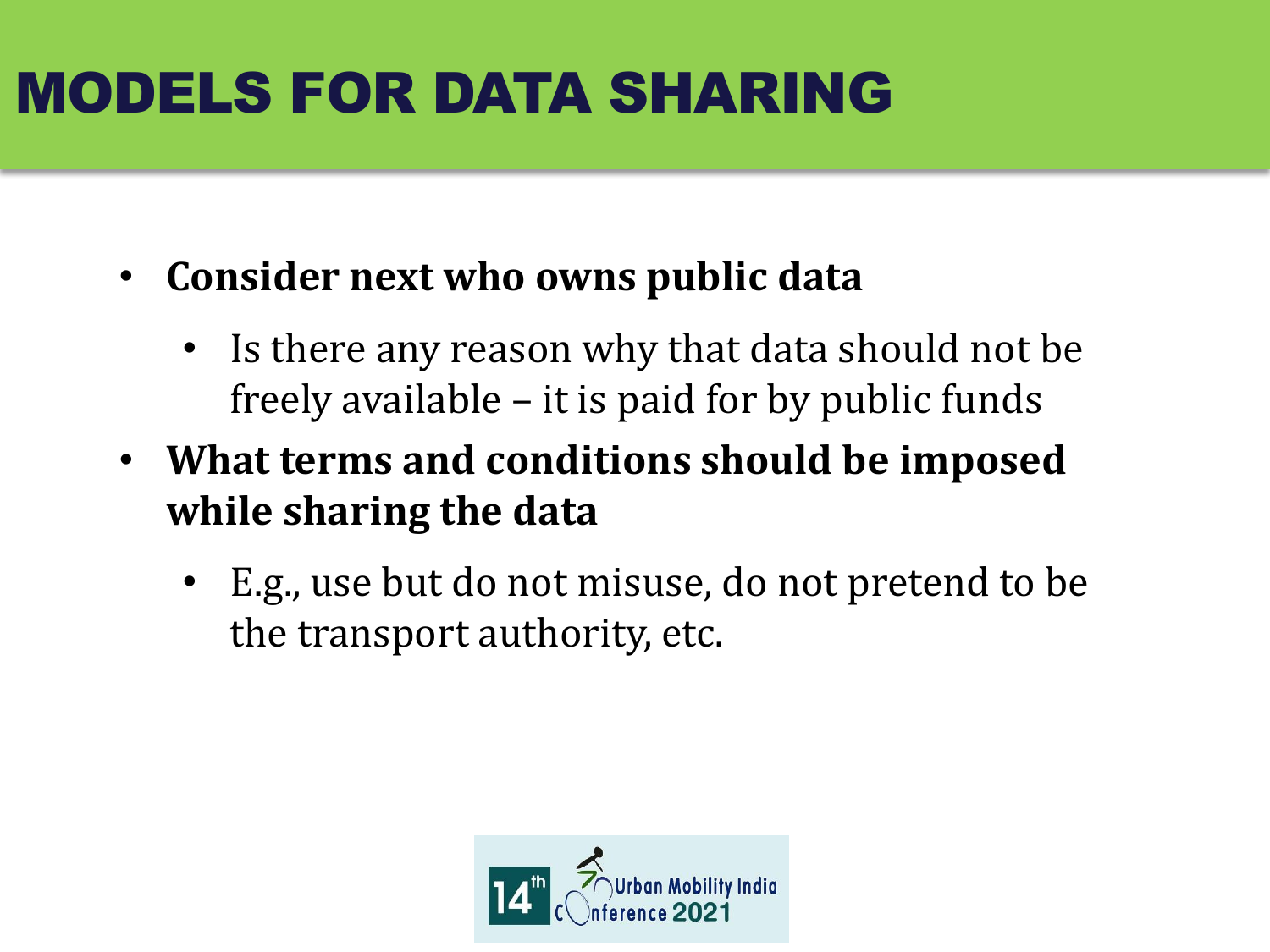# MODELS FOR DATA SHARING

- **Consider next who owns public data**
  - Is there any reason why that data should not be freely available – it is paid for by public funds
- **What terms and conditions should be imposed while sharing the data**
  - E.g., use but do not misuse, do not pretend to be the transport authority, etc.